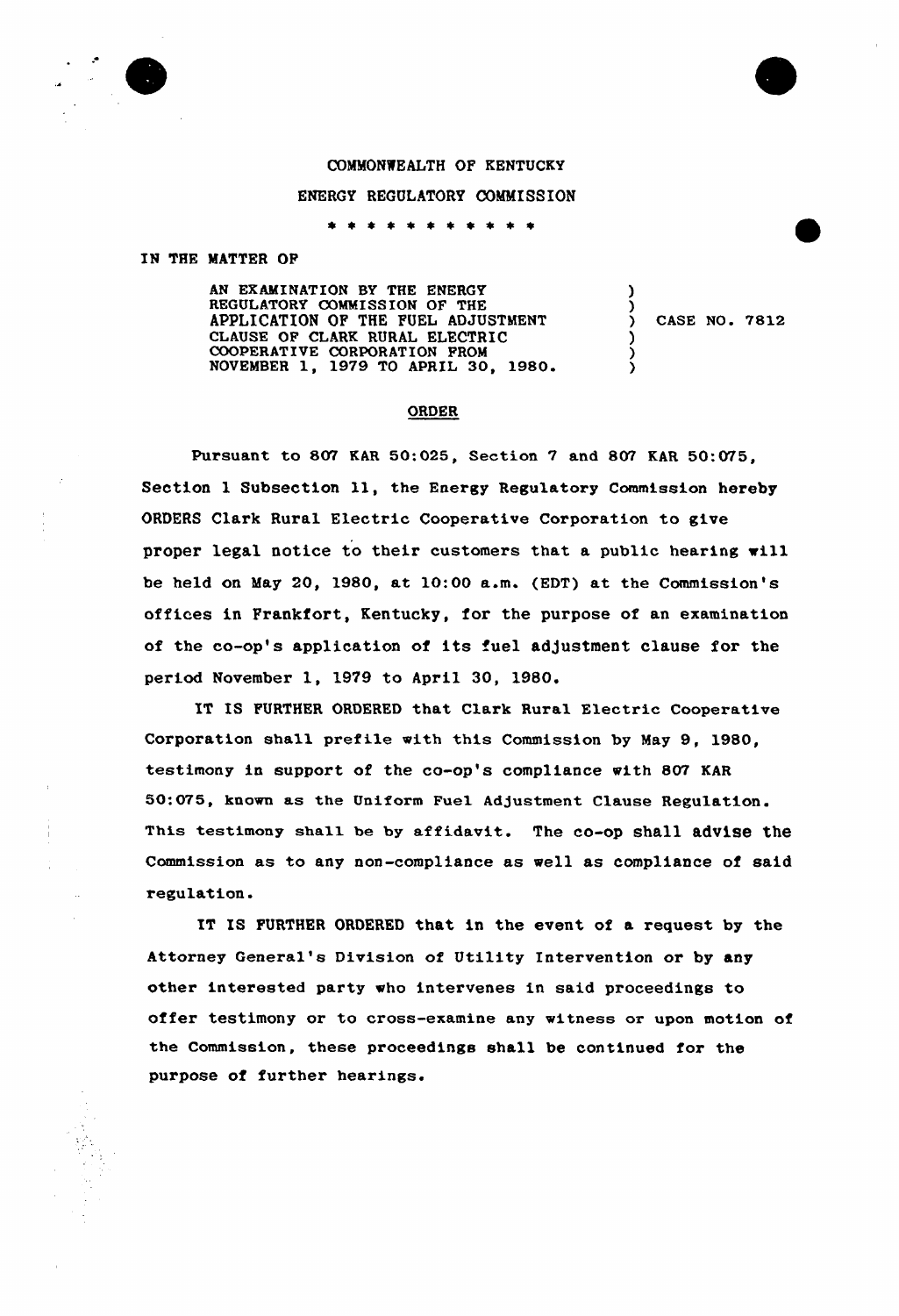COMMONWEALTH OF KENTUCKY

ENERGY REGULATORY COMMISSION

\* \* \* \* \* \* \* \* \* \* \*

IN THE MATTER OF

| | | |
|---|---|---|
| AN EXAMINATION BY THE ENERGY REGULATORY COMMISSION OF THE APPLICATION OF THE FUEL ADJUSTMENT CLAUSE OF CLARK RURAL ELECTRIC COOPERATIVE CORPORATION FROM NOVEMBER 1, 1979 TO APRIL 30, 1980. | ) | CASE NO. 7812 |

## ORDER

Pursuant to 807 KAR 50:025, Section 7 and 807 KAR 50:075, Section 1 Subsection 11, the Energy Regulatory Commission hereby ORDERS Clark Rural Electric Cooperative Corporation to give proper legal notice to their customers that a public hearing will be held on May 20, 1980, at 10:00 a.m. (EDT) at the Commission's offices in Frankfort, Kentucky, for the purpose of an examination of the co-op's application of its fuel adjustment clause for the period November 1, 1979 to April 30, 1980.

IT IS FURTHER ORDERED that Clark Rural Electric Cooperative Corporation shall prefile with this Commission by May 9, 1980, testimony in support of the co-op's compliance with 807 KAR 50:075, known as the Uniform Fuel Adjustment Clause Regulation. This testimony shall be by affidavit. The co-op shall advise the Commission as to any non-compliance as well as compliance of said regulation.

IT IS FURTHER ORDERED that in the event of a request by the Attorney General's Division of Utility Intervention or by any other interested party who intervenes in said proceedings to offer testimony or to cross-examine any witness or upon motion of the Commission, these proceedings shall be continued for the purpose of further hearings.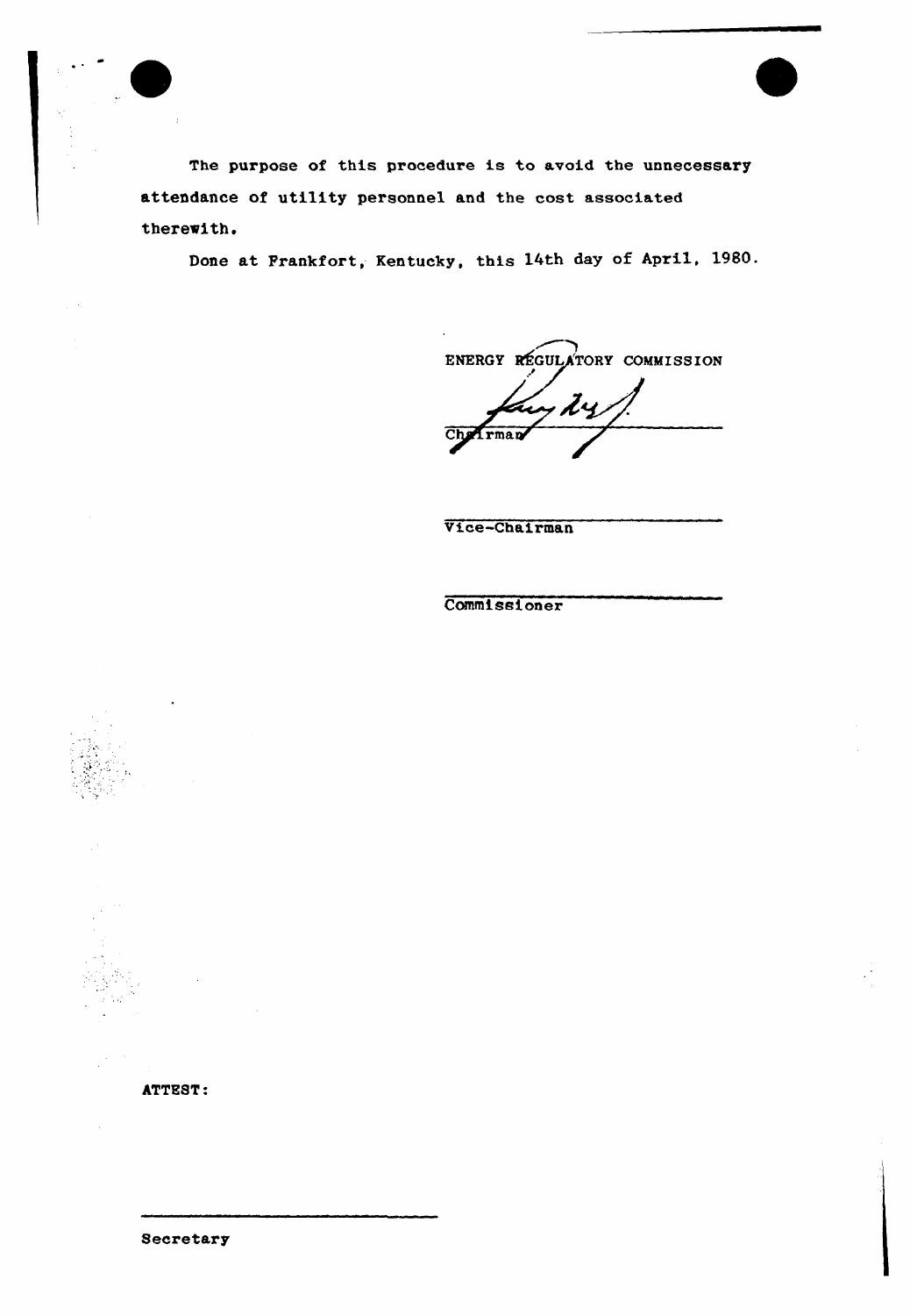The purpose of this procedure is to avoid the unnecessary attendance of utility personnel and the cost associated therewith.

Done at Frankfort, Kentucky, this 14th day of April, 1980.

ENERGY REGULATORY COMMISSION

Chairman

Vice-Chairman

Commissioner

ATTEST:

Secretary